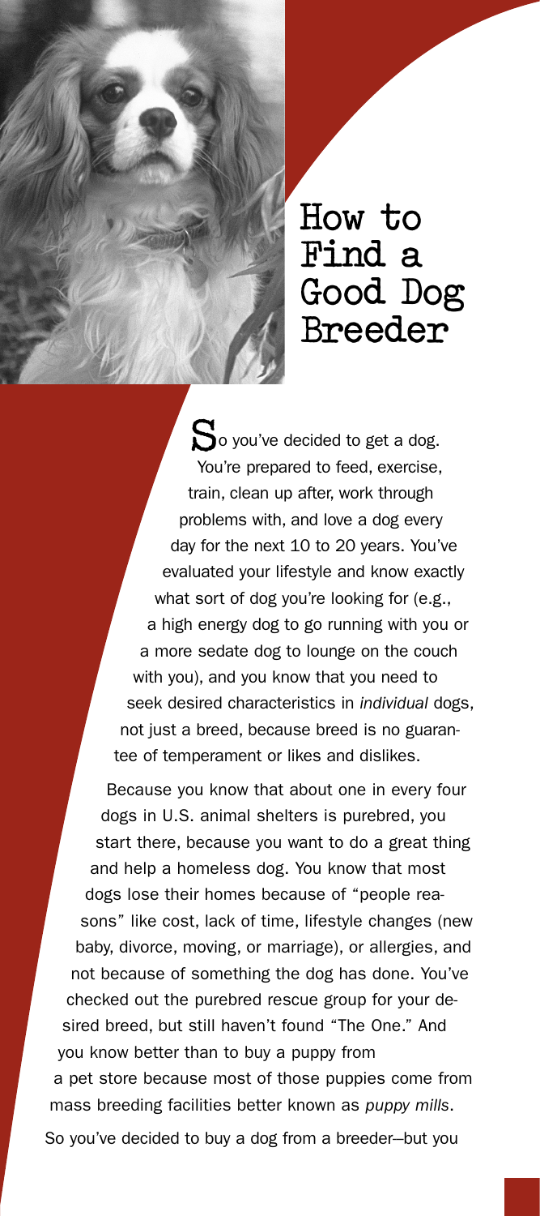# How to Find a Good Dog Breeder

So you've decided to get a dog. You're prepared to feed, exercise, train, clean up after, work through problems with, and love a dog every day for the next 10 to 20 years. You've evaluated your lifestyle and know exactly what sort of dog you're looking for (e.g., a high energy dog to go running with you or a more sedate dog to lounge on the couch with you), and you know that you need to seek desired characteristics in *individual* dogs, not just a breed, because breed is no guarantee of temperament or likes and dislikes.

Because you know that about one in every four dogs in U.S. animal shelters is purebred, you start there, because you want to do a great thing and help a homeless dog. You know that most dogs lose their homes because of "people reasons" like cost, lack of time, lifestyle changes (new baby, divorce, moving, or marriage), or allergies, and not because of something the dog has done. You've checked out the purebred rescue group for your desired breed, but still haven't found "The One." And you know better than to buy a puppy from a pet store because most of those puppies come from mass breeding facilities better known as *puppy mills*.

So you've decided to buy a dog from a breeder—but you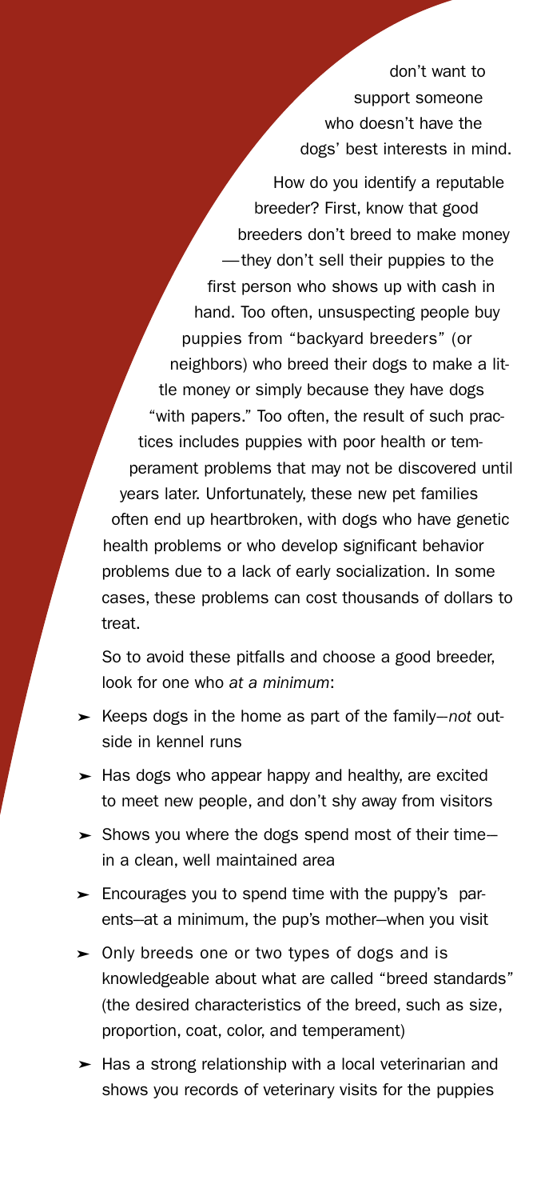don't want to support someone who doesn't have the dogs' best interests in mind.

How do you identify a reputable breeder? First, know that good breeders don't breed to make money—they don't sell their puppies to the first person who shows up with cash in hand. Too often, unsuspecting people buy puppies from "backyard breeders" (or neighbors) who breed their dogs to make a little money or simply because they have dogs "with papers." Too often, the result of such practices includes puppies with poor health or temperament problems that may not be discovered until years later. Unfortunately, these new pet families often end up heartbroken, with dogs who have genetic health problems or who develop significant behavior problems due to a lack of early socialization. In some cases, these problems can cost thousands of dollars to treat.

So to avoid these pitfalls and choose a good breeder, look for one who *at a minimum*:

- Keeps dogs in the home as part of the family—*not* outside in kennel runs
- Has dogs who appear happy and healthy, are excited to meet new people, and don't shy away from visitors
- Shows you where the dogs spend most of their time—in a clean, well maintained area
- Encourages you to spend time with the puppy's parents—at a minimum, the pup's mother—when you visit
- Only breeds one or two types of dogs and is knowledgeable about what are called "breed standards" (the desired characteristics of the breed, such as size, proportion, coat, color, and temperament)
- Has a strong relationship with a local veterinarian and shows you records of veterinary visits for the puppies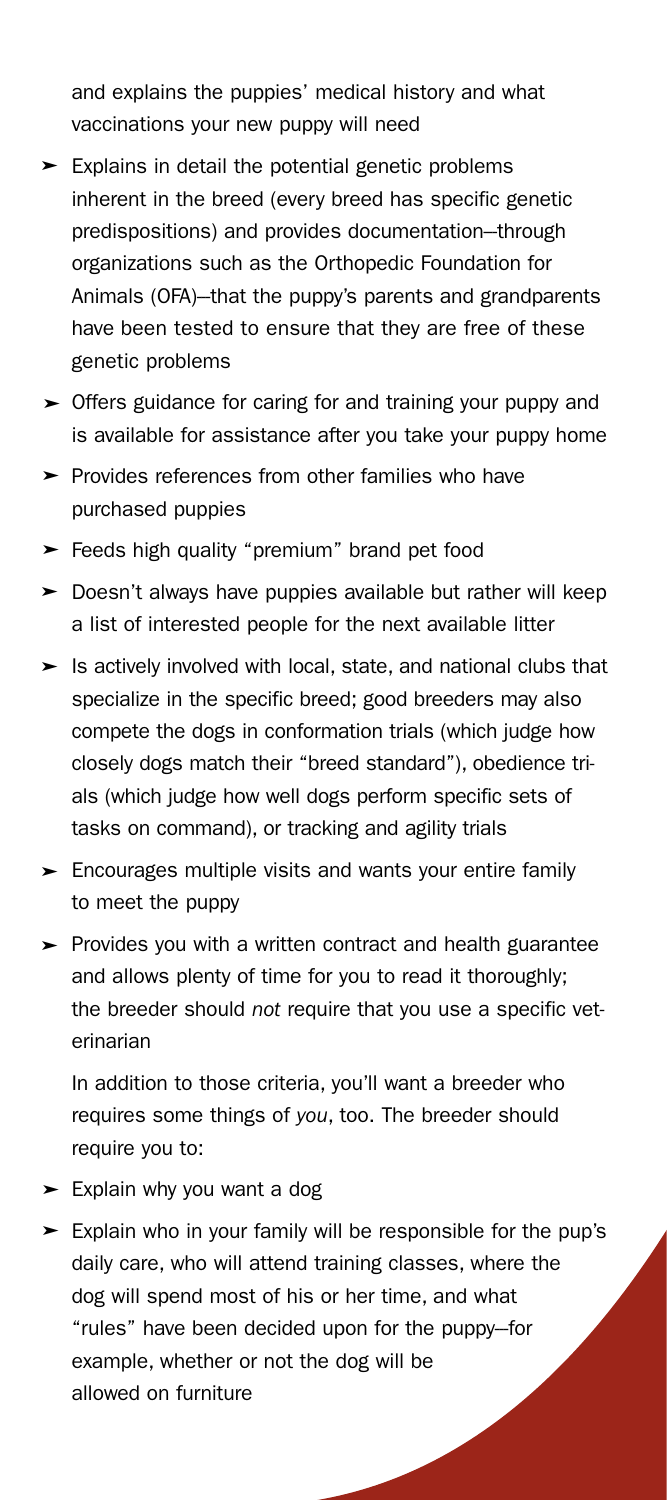and explains the puppies' medical history and what vaccinations your new puppy will need

- Explains in detail the potential genetic problems inherent in the breed (every breed has specific genetic predispositions) and provides documentation—through organizations such as the Orthopedic Foundation for Animals (OFA)—that the puppy's parents and grandparents have been tested to ensure that they are free of these genetic problems
- Offers guidance for caring for and training your puppy and is available for assistance after you take your puppy home
- Provides references from other families who have purchased puppies
- Feeds high quality "premium" brand pet food
- Doesn't always have puppies available but rather will keep a list of interested people for the next available litter
- Is actively involved with local, state, and national clubs that specialize in the specific breed; good breeders may also compete the dogs in conformation trials (which judge how closely dogs match their "breed standard"), obedience trials (which judge how well dogs perform specific sets of tasks on command), or tracking and agility trials
- Encourages multiple visits and wants your entire family to meet the puppy
- Provides you with a written contract and health guarantee and allows plenty of time for you to read it thoroughly; the breeder should *not* require that you use a specific veterinarian

In addition to those criteria, you'll want a breeder who requires some things of *you*, too. The breeder should require you to:

- Explain why you want a dog
- Explain who in your family will be responsible for the pup's daily care, who will attend training classes, where the dog will spend most of his or her time, and what "rules" have been decided upon for the puppy—for example, whether or not the dog will be allowed on furniture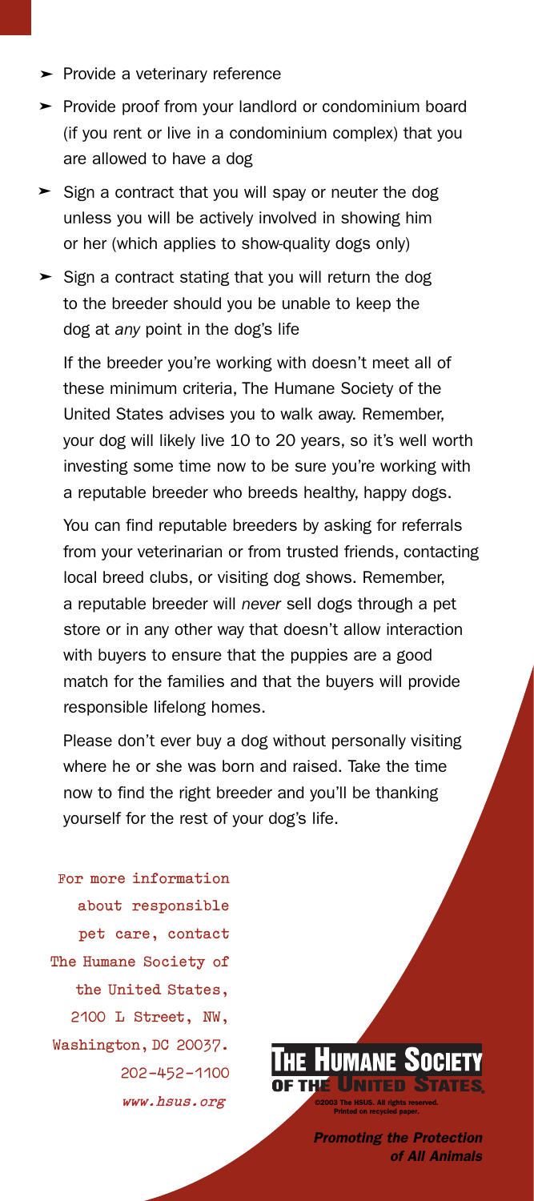- Provide a veterinary reference
- Provide proof from your landlord or condominium board (if you rent or live in a condominium complex) that you are allowed to have a dog
- Sign a contract that you will spay or neuter the dog unless you will be actively involved in showing him or her (which applies to show-quality dogs only)
- Sign a contract stating that you will return the dog to the breeder should you be unable to keep the dog at *any* point in the dog's life

If the breeder you're working with doesn't meet all of these minimum criteria, The Humane Society of the United States advises you to walk away. Remember, your dog will likely live 10 to 20 years, so it's well worth investing some time now to be sure you're working with a reputable breeder who breeds healthy, happy dogs.

You can find reputable breeders by asking for referrals from your veterinarian or from trusted friends, contacting local breed clubs, or visiting dog shows. Remember, a reputable breeder will *never* sell dogs through a pet store or in any other way that doesn't allow interaction with buyers to ensure that the puppies are a good match for the families and that the buyers will provide responsible lifelong homes.

Please don't ever buy a dog without personally visiting where he or she was born and raised. Take the time now to find the right breeder and you'll be thanking yourself for the rest of your dog's life.

For more information about responsible pet care, contact The Humane Society of the United States, 2100 L Street, NW, Washington, DC 20037. 202-452-1100 *www.hsus.org*

**THE HUMANE SOCIETY OF THE UNITED STATES**

©2003 The HSUS. All rights reserved. Printed on recycled paper.

***Promoting the Protection of All Animals***